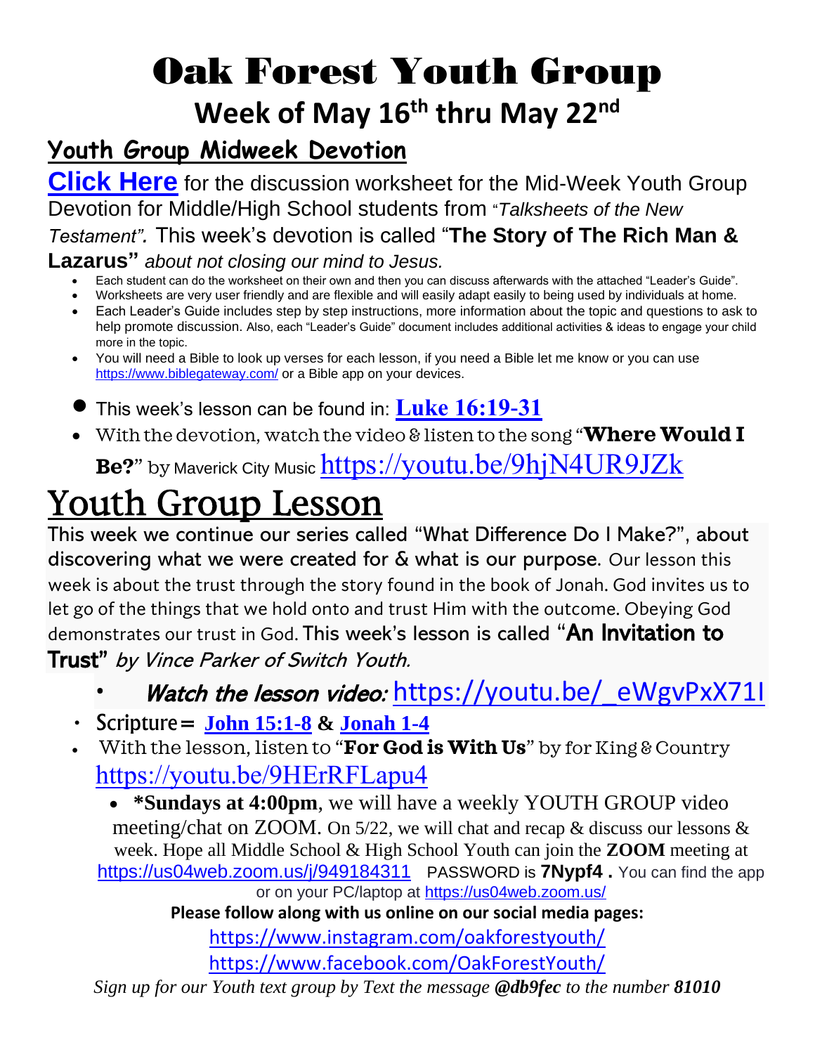# Oak Forest Youth Group

## Week of May 16th thru May 22nd

### Youth Group Midweek Devotion

**Click Here** for the discussion worksheet for the Mid-Week Youth Group Devotion for Middle/High School students from "*Talksheets of the New Testament".* This week's devotion is called "**The Story of The Rich Man & Lazarus"** *about not closing our mind to Jesus.*

- Each student can do the worksheet on their own and then you can discuss afterwards with the attached "Leader's Guide".
- Worksheets are very user friendly and are flexible and will easily adapt easily to being used by individuals at home.
- Each Leader's Guide includes step by step instructions, more information about the topic and questions to ask to help promote discussion. Also, each "Leader's Guide" document includes additional activities & ideas to engage your child more in the topic.
- You will need a Bible to look up verses for each lesson, if you need a Bible let me know or you can use https://www.biblegateway.com/ or a Bible app on your devices.

- This week's lesson can be found in: **Luke 16:19-31**
- With the devotion, watch the video & listen to the song "**Where Would I Be?**" by Maverick City Music https://youtu.be/9hjN4UR9JZk

# Youth Group Lesson

This week we continue our series called "What Difference Do I Make?", about discovering what we were created for & what is our purpose. Our lesson this week is about the trust through the story found in the book of Jonah. God invites us to let go of the things that we hold onto and trust Him with the outcome. Obeying God demonstrates our trust in God. This week's lesson is called "**An Invitation to Trust**" *by Vince Parker of Switch Youth.*

- ***Watch the lesson video:*** https://youtu.be/_eWgvPxX71I
- Scripture= **John 15:1-8** & **Jonah 1-4**
- With the lesson, listen to "**For God is With Us**" by for King & Country https://youtu.be/9HErRFLapu4
  - **\*Sundays at 4:00pm**, we will have a weekly YOUTH GROUP video meeting/chat on ZOOM. On 5/22, we will chat and recap & discuss our lessons & week. Hope all Middle School & High School Youth can join the **ZOOM** meeting at https://us04web.zoom.us/j/949184311 PASSWORD is **7Nypf4 .** You can find the app or on your PC/laptop at https://us04web.zoom.us/

**Please follow along with us online on our social media pages:**

https://www.instagram.com/oakforestyouth/

https://www.facebook.com/OakForestYouth/

*Sign up for our Youth text group by Text the message* ***@db9fec*** *to the number* ***81010***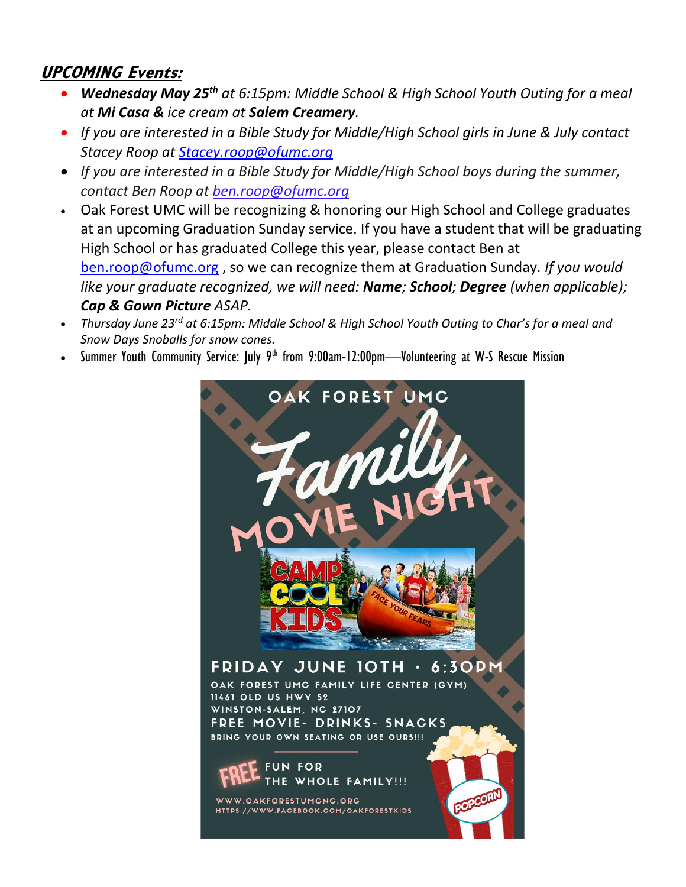## ***UPCOMING Events:***

- ***Wednesday May 25th** at 6:15pm: Middle School & High School Youth Outing for a meal at **Mi Casa &** ice cream at **Salem Creamery**.*
- *If you are interested in a Bible Study for Middle/High School girls in June & July contact Stacey Roop at [Stacey.roop@ofumc.org](mailto:Stacey.roop@ofumc.org)*
- *If you are interested in a Bible Study for Middle/High School boys during the summer, contact Ben Roop at [ben.roop@ofumc.org](mailto:ben.roop@ofumc.org)*
- Oak Forest UMC will be recognizing & honoring our High School and College graduates at an upcoming Graduation Sunday service. If you have a student that will be graduating High School or has graduated College this year, please contact Ben at [ben.roop@ofumc.org](mailto:ben.roop@ofumc.org) , so we can recognize them at Graduation Sunday. *If you would like your graduate recognized, we will need: **Name**; **School**; **Degree** (when applicable); **Cap & Gown Picture** ASAP.*
- *Thursday June 23rd at 6:15pm: Middle School & High School Youth Outing to Char's for a meal and Snow Days Snoballs for snow cones.*
- Summer Youth Community Service: July 9th from 9:00am-12:00pm—Volunteering at W-S Rescue Mission

OAK FOREST UMC

Family MOVIE NIGHT

CAMP COOL KIDS

FACE YOUR FEARS

FRIDAY JUNE 10TH · 6:30PM

OAK FOREST UMC FAMILY LIFE CENTER (GYM)
11461 OLD US HWY 52
WINSTON-SALEM, NC 27107

FREE MOVIE- DRINKS- SNACKS

BRING YOUR OWN SEATING OR USE OURS!!!

FREE FUN FOR THE WHOLE FAMILY!!!

WWW.OAKFORESTUMCNC.ORG
HTTPS://WWW.FACEBOOK.COM/OAKFORESTKIDS

POPCORN